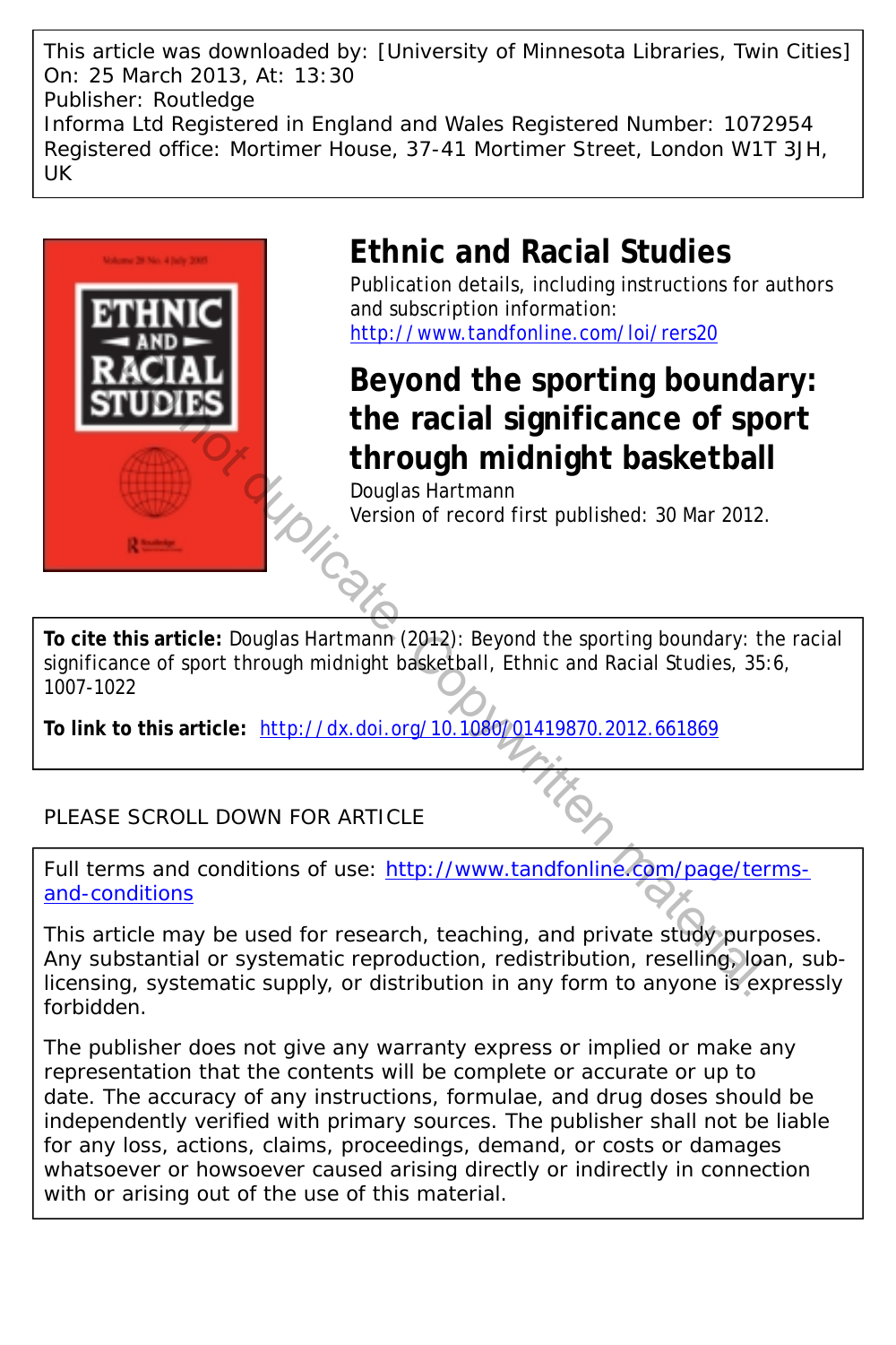This article was downloaded by: [University of Minnesota Libraries, Twin Cities]
On: 25 March 2013, At: 13:30
Publisher: Routledge
Informa Ltd Registered in England and Wales Registered Number: 1072954
Registered office: Mortimer House, 37-41 Mortimer Street, London W1T 3JH, UK

# Ethnic and Racial Studies

Publication details, including instructions for authors and subscription information:
http://www.tandfonline.com/loi/rers20

# Beyond the sporting boundary: the racial significance of sport through midnight basketball

Douglas Hartmann

Version of record first published: 30 Mar 2012.

**To cite this article:** Douglas Hartmann (2012): Beyond the sporting boundary: the racial significance of sport through midnight basketball, Ethnic and Racial Studies, 35:6, 1007-1022

**To link to this article:** http://dx.doi.org/10.1080/01419870.2012.661869

PLEASE SCROLL DOWN FOR ARTICLE

Full terms and conditions of use: http://www.tandfonline.com/page/terms-and-conditions

This article may be used for research, teaching, and private study purposes. Any substantial or systematic reproduction, redistribution, reselling, loan, sub-licensing, systematic supply, or distribution in any form to anyone is expressly forbidden.

The publisher does not give any warranty express or implied or make any representation that the contents will be complete or accurate or up to date. The accuracy of any instructions, formulae, and drug doses should be independently verified with primary sources. The publisher shall not be liable for any loss, actions, claims, proceedings, demand, or costs or damages whatsoever or howsoever caused arising directly or indirectly in connection with or arising out of the use of this material.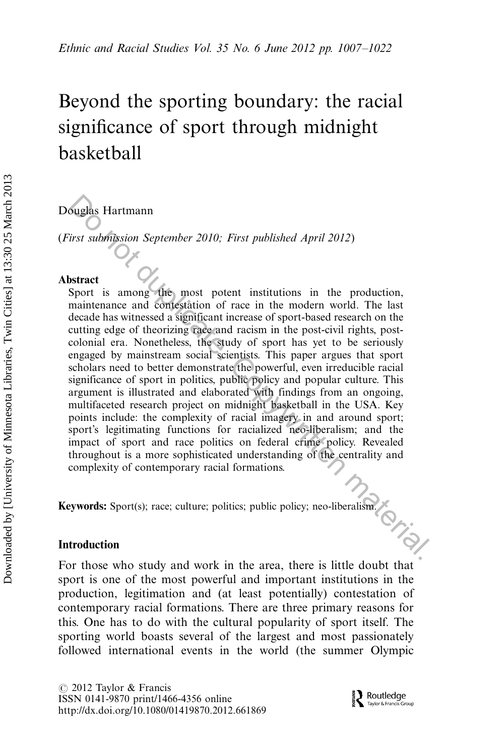# Beyond the sporting boundary: the racial significance of sport through midnight basketball

Douglas Hartmann

(*First submission September 2010; First published April 2012*)

### Abstract

Sport is among the most potent institutions in the production, maintenance and contestation of race in the modern world. The last decade has witnessed a significant increase of sport-based research on the cutting edge of theorizing race and racism in the post-civil rights, post-colonial era. Nonetheless, the study of sport has yet to be seriously engaged by mainstream social scientists. This paper argues that sport scholars need to better demonstrate the powerful, even irreducible racial significance of sport in politics, public policy and popular culture. This argument is illustrated and elaborated with findings from an ongoing, multifaceted research project on midnight basketball in the USA. Key points include: the complexity of racial imagery in and around sport; sport's legitimating functions for racialized neo-liberalism; and the impact of sport and race politics on federal crime policy. Revealed throughout is a more sophisticated understanding of the centrality and complexity of contemporary racial formations.

**Keywords:** Sport(s); race; culture; politics; public policy; neo-liberalism.

### Introduction

For those who study and work in the area, there is little doubt that sport is one of the most powerful and important institutions in the production, legitimation and (at least potentially) contestation of contemporary racial formations. There are three primary reasons for this. One has to do with the cultural popularity of sport itself. The sporting world boasts several of the largest and most passionately followed international events in the world (the summer Olympic

© 2012 Taylor & Francis
ISSN 0141-9870 print/1466-4356 online
http://dx.doi.org/10.1080/01419870.2012.661869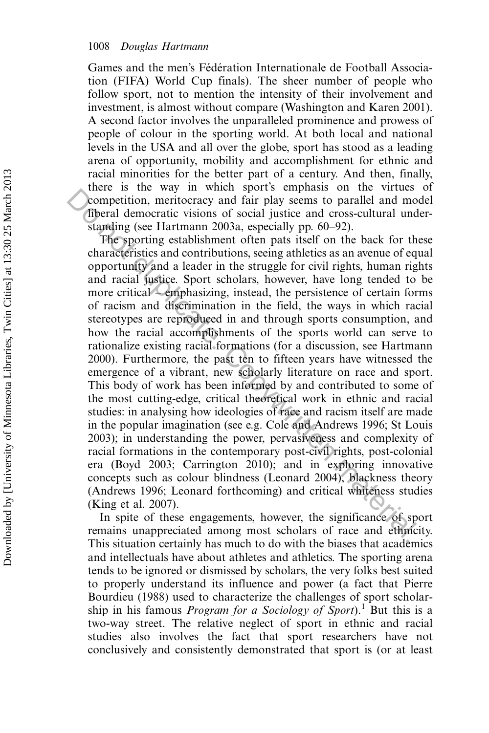Games and the men's Fédération Internationale de Football Association (FIFA) World Cup finals). The sheer number of people who follow sport, not to mention the intensity of their involvement and investment, is almost without compare (Washington and Karen 2001). A second factor involves the unparalleled prominence and prowess of people of colour in the sporting world. At both local and national levels in the USA and all over the globe, sport has stood as a leading arena of opportunity, mobility and accomplishment for ethnic and racial minorities for the better part of a century. And then, finally, there is the way in which sport's emphasis on the virtues of competition, meritocracy and fair play seems to parallel and model liberal democratic visions of social justice and cross-cultural understanding (see Hartmann 2003a, especially pp. 60–92).

The sporting establishment often pats itself on the back for these characteristics and contributions, seeing athletics as an avenue of equal opportunity and a leader in the struggle for civil rights, human rights and racial justice. Sport scholars, however, have long tended to be more critical – emphasizing, instead, the persistence of certain forms of racism and discrimination in the field, the ways in which racial stereotypes are reproduced in and through sports consumption, and how the racial accomplishments of the sports world can serve to rationalize existing racial formations (for a discussion, see Hartmann 2000). Furthermore, the past ten to fifteen years have witnessed the emergence of a vibrant, new scholarly literature on race and sport. This body of work has been informed by and contributed to some of the most cutting-edge, critical theoretical work in ethnic and racial studies: in analysing how ideologies of race and racism itself are made in the popular imagination (see e.g. Cole and Andrews 1996; St Louis 2003); in understanding the power, pervasiveness and complexity of racial formations in the contemporary post-civil rights, post-colonial era (Boyd 2003; Carrington 2010); and in exploring innovative concepts such as colour blindness (Leonard 2004), blackness theory (Andrews 1996; Leonard forthcoming) and critical whiteness studies (King et al. 2007).

In spite of these engagements, however, the significance of sport remains unappreciated among most scholars of race and ethnicity. This situation certainly has much to do with the biases that academics and intellectuals have about athletes and athletics. The sporting arena tends to be ignored or dismissed by scholars, the very folks best suited to properly understand its influence and power (a fact that Pierre Bourdieu (1988) used to characterize the challenges of sport scholarship in his famous *Program for a Sociology of Sport*).[1] But this is a two-way street. The relative neglect of sport in ethnic and racial studies also involves the fact that sport researchers have not conclusively and consistently demonstrated that sport is (or at least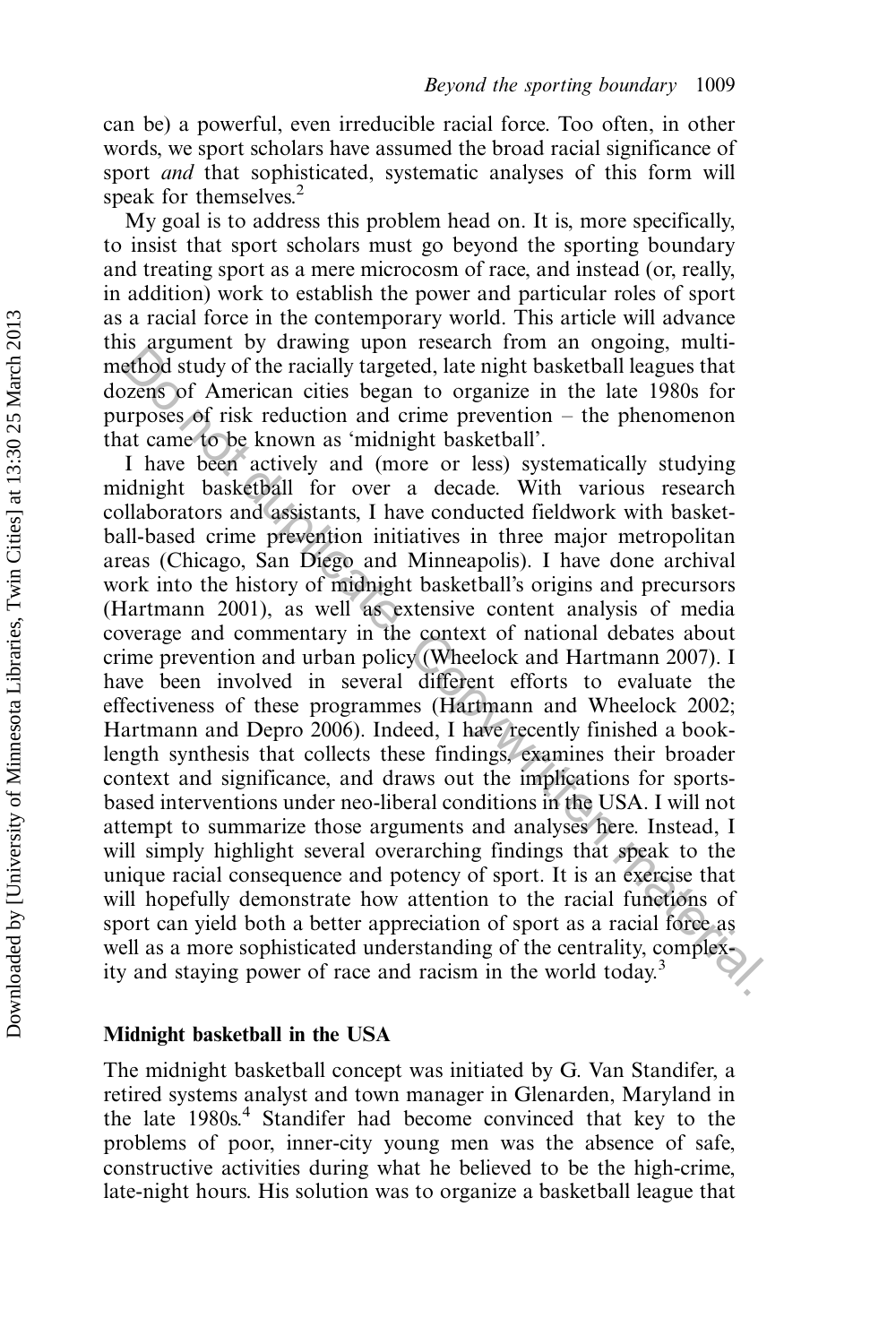can be) a powerful, even irreducible racial force. Too often, in other words, we sport scholars have assumed the broad racial significance of sport *and* that sophisticated, systematic analyses of this form will speak for themselves.[2]

My goal is to address this problem head on. It is, more specifically, to insist that sport scholars must go beyond the sporting boundary and treating sport as a mere microcosm of race, and instead (or, really, in addition) work to establish the power and particular roles of sport as a racial force in the contemporary world. This article will advance this argument by drawing upon research from an ongoing, multi-method study of the racially targeted, late night basketball leagues that dozens of American cities began to organize in the late 1980s for purposes of risk reduction and crime prevention – the phenomenon that came to be known as 'midnight basketball'.

I have been actively and (more or less) systematically studying midnight basketball for over a decade. With various research collaborators and assistants, I have conducted fieldwork with basketball-based crime prevention initiatives in three major metropolitan areas (Chicago, San Diego and Minneapolis). I have done archival work into the history of midnight basketball's origins and precursors (Hartmann 2001), as well as extensive content analysis of media coverage and commentary in the context of national debates about crime prevention and urban policy (Wheelock and Hartmann 2007). I have been involved in several different efforts to evaluate the effectiveness of these programmes (Hartmann and Wheelock 2002; Hartmann and Depro 2006). Indeed, I have recently finished a book-length synthesis that collects these findings, examines their broader context and significance, and draws out the implications for sports-based interventions under neo-liberal conditions in the USA. I will not attempt to summarize those arguments and analyses here. Instead, I will simply highlight several overarching findings that speak to the unique racial consequence and potency of sport. It is an exercise that will hopefully demonstrate how attention to the racial functions of sport can yield both a better appreciation of sport as a racial force as well as a more sophisticated understanding of the centrality, complexity and staying power of race and racism in the world today.[3]

## Midnight basketball in the USA

The midnight basketball concept was initiated by G. Van Standifer, a retired systems analyst and town manager in Glenarden, Maryland in the late 1980s.[4] Standifer had become convinced that key to the problems of poor, inner-city young men was the absence of safe, constructive activities during what he believed to be the high-crime, late-night hours. His solution was to organize a basketball league that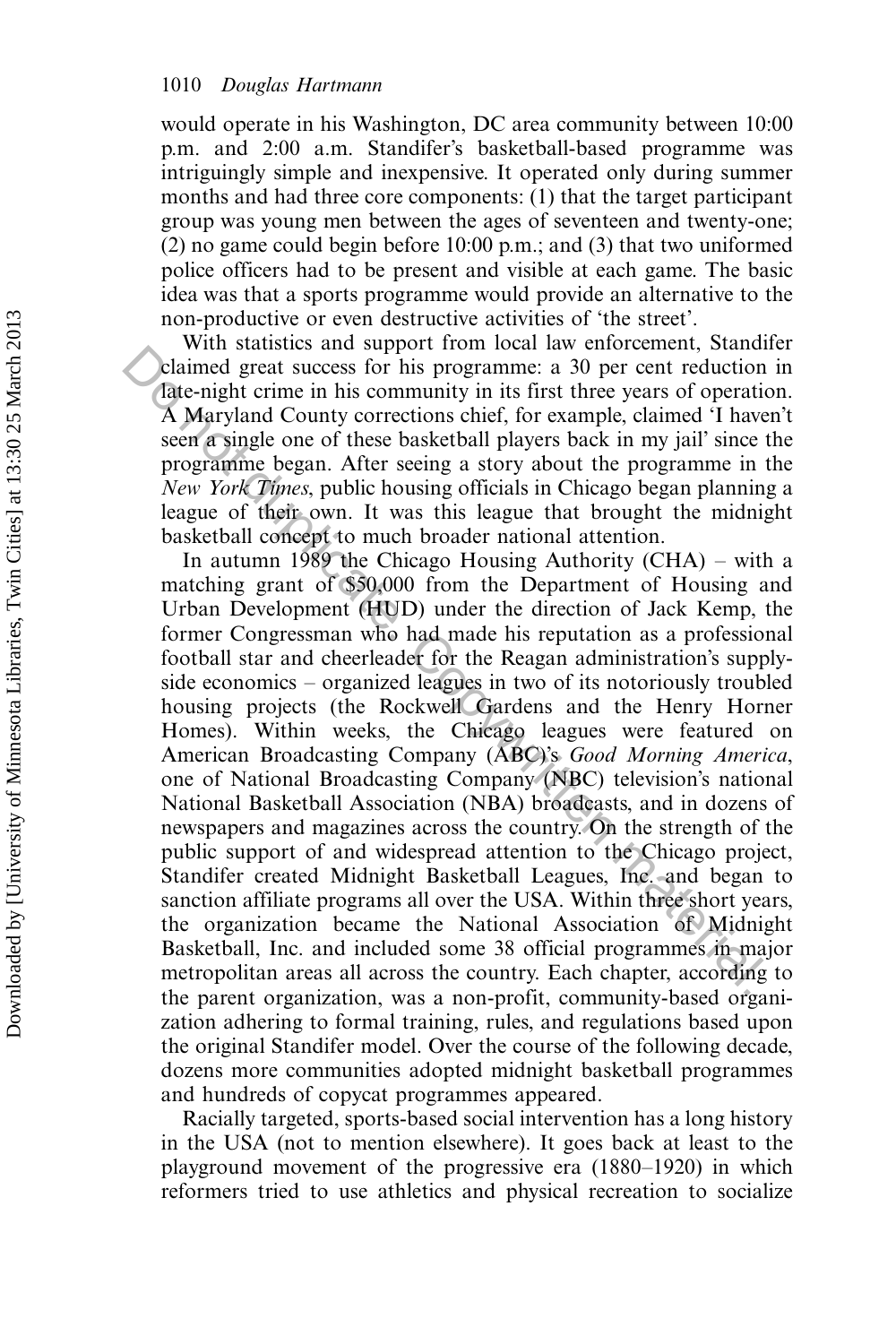would operate in his Washington, DC area community between 10:00 p.m. and 2:00 a.m. Standifer's basketball-based programme was intriguingly simple and inexpensive. It operated only during summer months and had three core components: (1) that the target participant group was young men between the ages of seventeen and twenty-one; (2) no game could begin before 10:00 p.m.; and (3) that two uniformed police officers had to be present and visible at each game. The basic idea was that a sports programme would provide an alternative to the non-productive or even destructive activities of 'the street'.

With statistics and support from local law enforcement, Standifer claimed great success for his programme: a 30 per cent reduction in late-night crime in his community in its first three years of operation. A Maryland County corrections chief, for example, claimed 'I haven't seen a single one of these basketball players back in my jail' since the programme began. After seeing a story about the programme in the *New York Times*, public housing officials in Chicago began planning a league of their own. It was this league that brought the midnight basketball concept to much broader national attention.

In autumn 1989 the Chicago Housing Authority (CHA) – with a matching grant of $50,000 from the Department of Housing and Urban Development (HUD) under the direction of Jack Kemp, the former Congressman who had made his reputation as a professional football star and cheerleader for the Reagan administration's supply-side economics – organized leagues in two of its notoriously troubled housing projects (the Rockwell Gardens and the Henry Horner Homes). Within weeks, the Chicago leagues were featured on American Broadcasting Company (ABC)'s *Good Morning America*, one of National Broadcasting Company (NBC) television's national National Basketball Association (NBA) broadcasts, and in dozens of newspapers and magazines across the country. On the strength of the public support of and widespread attention to the Chicago project, Standifer created Midnight Basketball Leagues, Inc. and began to sanction affiliate programs all over the USA. Within three short years, the organization became the National Association of Midnight Basketball, Inc. and included some 38 official programmes in major metropolitan areas all across the country. Each chapter, according to the parent organization, was a non-profit, community-based organization adhering to formal training, rules, and regulations based upon the original Standifer model. Over the course of the following decade, dozens more communities adopted midnight basketball programmes and hundreds of copycat programmes appeared.

Racially targeted, sports-based social intervention has a long history in the USA (not to mention elsewhere). It goes back at least to the playground movement of the progressive era (1880–1920) in which reformers tried to use athletics and physical recreation to socialize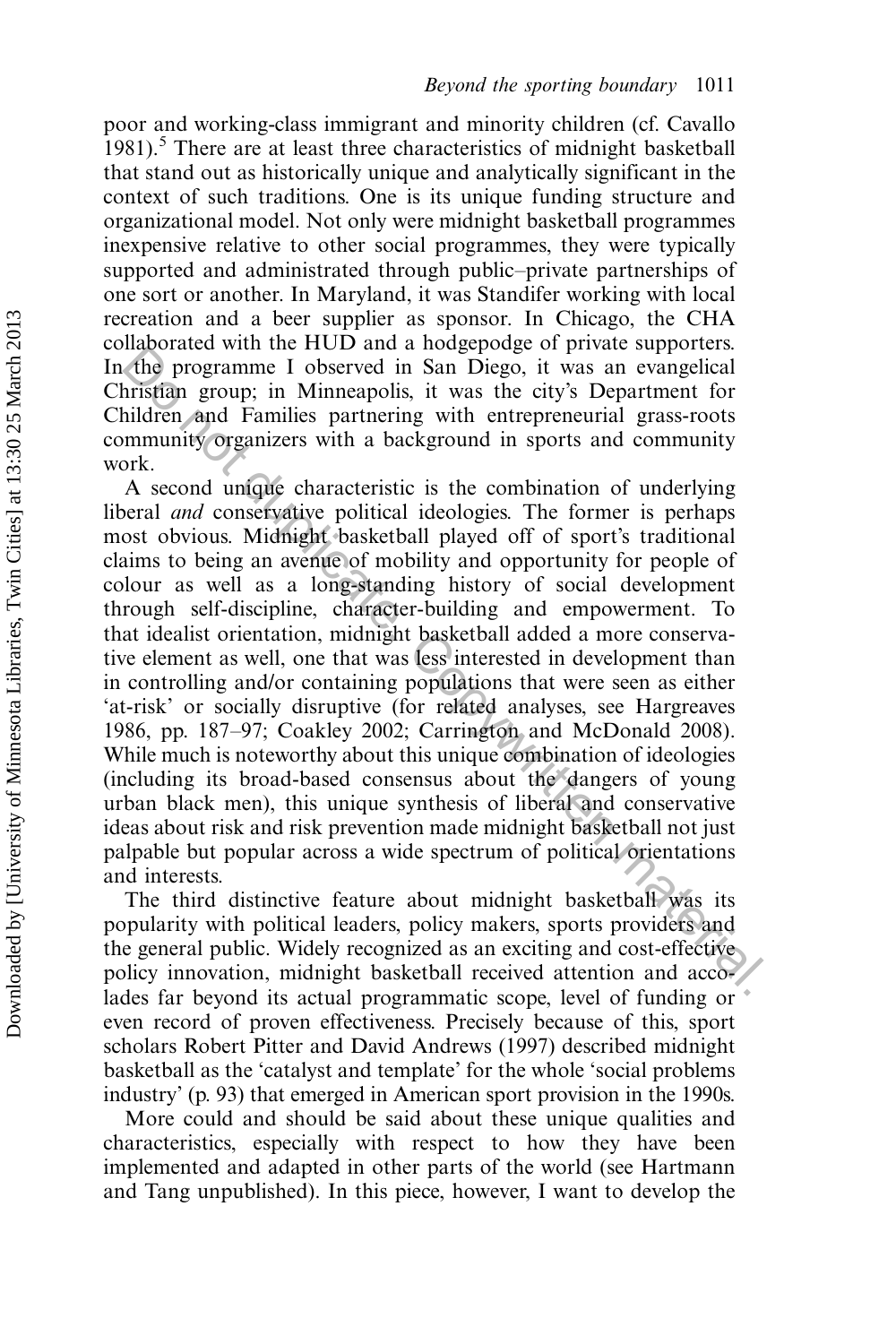poor and working-class immigrant and minority children (cf. Cavallo 1981).[5] There are at least three characteristics of midnight basketball that stand out as historically unique and analytically significant in the context of such traditions. One is its unique funding structure and organizational model. Not only were midnight basketball programmes inexpensive relative to other social programmes, they were typically supported and administrated through public–private partnerships of one sort or another. In Maryland, it was Standifer working with local recreation and a beer supplier as sponsor. In Chicago, the CHA collaborated with the HUD and a hodgepodge of private supporters. In the programme I observed in San Diego, it was an evangelical Christian group; in Minneapolis, it was the city's Department for Children and Families partnering with entrepreneurial grass-roots community organizers with a background in sports and community work.

A second unique characteristic is the combination of underlying liberal *and* conservative political ideologies. The former is perhaps most obvious. Midnight basketball played off of sport's traditional claims to being an avenue of mobility and opportunity for people of colour as well as a long-standing history of social development through self-discipline, character-building and empowerment. To that idealist orientation, midnight basketball added a more conservative element as well, one that was less interested in development than in controlling and/or containing populations that were seen as either 'at-risk' or socially disruptive (for related analyses, see Hargreaves 1986, pp. 187–97; Coakley 2002; Carrington and McDonald 2008). While much is noteworthy about this unique combination of ideologies (including its broad-based consensus about the dangers of young urban black men), this unique synthesis of liberal and conservative ideas about risk and risk prevention made midnight basketball not just palpable but popular across a wide spectrum of political orientations and interests.

The third distinctive feature about midnight basketball was its popularity with political leaders, policy makers, sports providers and the general public. Widely recognized as an exciting and cost-effective policy innovation, midnight basketball received attention and accolades far beyond its actual programmatic scope, level of funding or even record of proven effectiveness. Precisely because of this, sport scholars Robert Pitter and David Andrews (1997) described midnight basketball as the 'catalyst and template' for the whole 'social problems industry' (p. 93) that emerged in American sport provision in the 1990s.

More could and should be said about these unique qualities and characteristics, especially with respect to how they have been implemented and adapted in other parts of the world (see Hartmann and Tang unpublished). In this piece, however, I want to develop the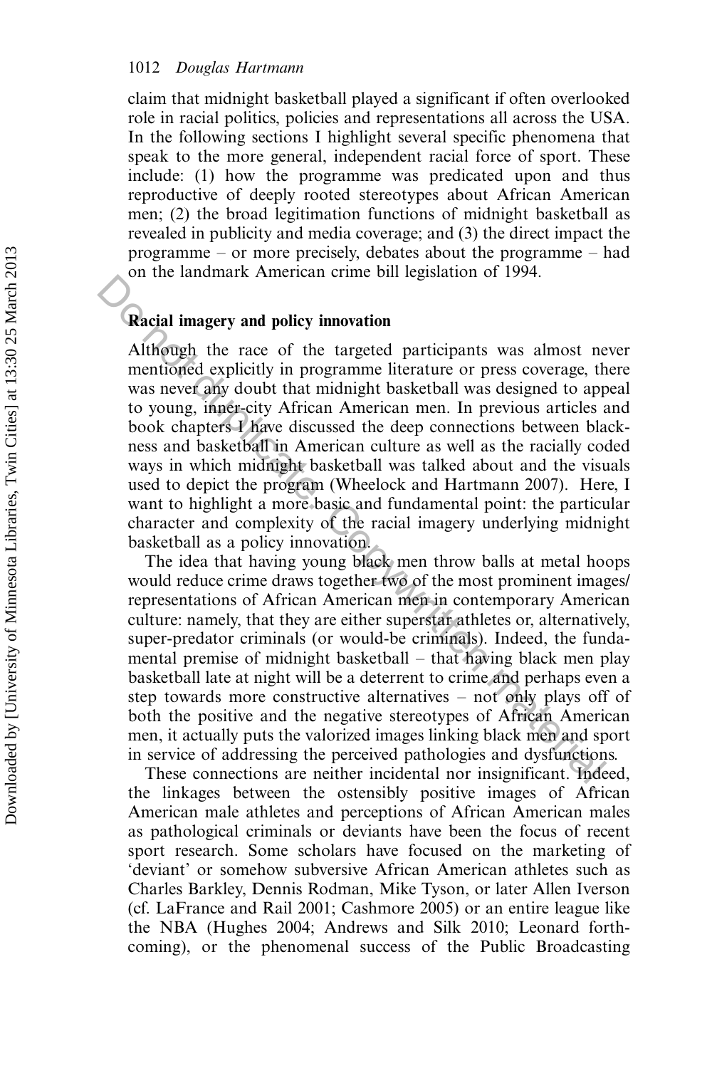claim that midnight basketball played a significant if often overlooked role in racial politics, policies and representations all across the USA. In the following sections I highlight several specific phenomena that speak to the more general, independent racial force of sport. These include: (1) how the programme was predicated upon and thus reproductive of deeply rooted stereotypes about African American men; (2) the broad legitimation functions of midnight basketball as revealed in publicity and media coverage; and (3) the direct impact the programme – or more precisely, debates about the programme – had on the landmark American crime bill legislation of 1994.

## Racial imagery and policy innovation

Although the race of the targeted participants was almost never mentioned explicitly in programme literature or press coverage, there was never any doubt that midnight basketball was designed to appeal to young, inner-city African American men. In previous articles and book chapters I have discussed the deep connections between blackness and basketball in American culture as well as the racially coded ways in which midnight basketball was talked about and the visuals used to depict the program (Wheelock and Hartmann 2007). Here, I want to highlight a more basic and fundamental point: the particular character and complexity of the racial imagery underlying midnight basketball as a policy innovation.

The idea that having young black men throw balls at metal hoops would reduce crime draws together two of the most prominent images/representations of African American men in contemporary American culture: namely, that they are either superstar athletes or, alternatively, super-predator criminals (or would-be criminals). Indeed, the fundamental premise of midnight basketball – that having black men play basketball late at night will be a deterrent to crime and perhaps even a step towards more constructive alternatives – not only plays off of both the positive and the negative stereotypes of African American men, it actually puts the valorized images linking black men and sport in service of addressing the perceived pathologies and dysfunctions.

These connections are neither incidental nor insignificant. Indeed, the linkages between the ostensibly positive images of African American male athletes and perceptions of African American males as pathological criminals or deviants have been the focus of recent sport research. Some scholars have focused on the marketing of 'deviant' or somehow subversive African American athletes such as Charles Barkley, Dennis Rodman, Mike Tyson, or later Allen Iverson (cf. LaFrance and Rail 2001; Cashmore 2005) or an entire league like the NBA (Hughes 2004; Andrews and Silk 2010; Leonard forthcoming), or the phenomenal success of the Public Broadcasting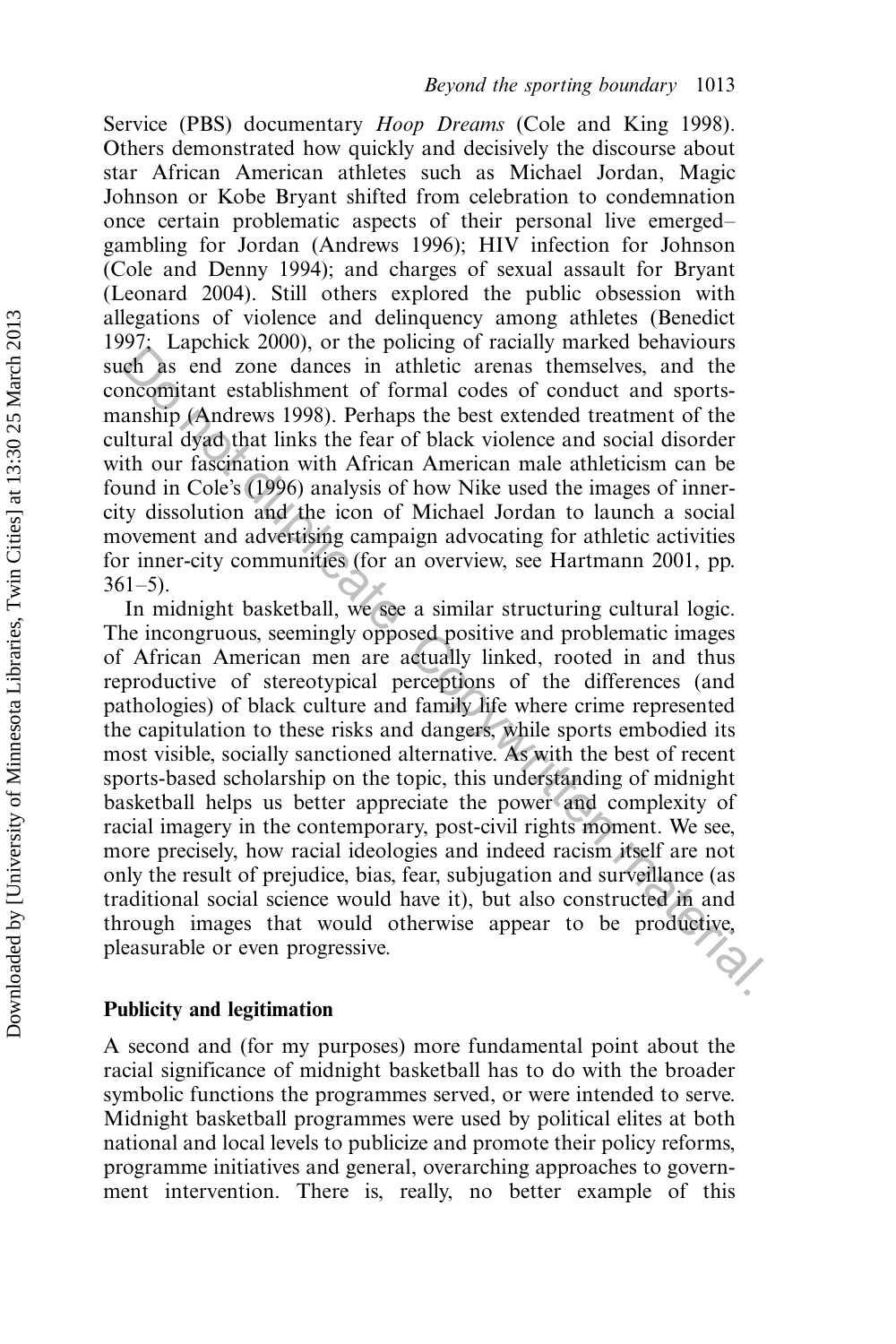Service (PBS) documentary *Hoop Dreams* (Cole and King 1998). Others demonstrated how quickly and decisively the discourse about star African American athletes such as Michael Jordan, Magic Johnson or Kobe Bryant shifted from celebration to condemnation once certain problematic aspects of their personal live emerged– gambling for Jordan (Andrews 1996); HIV infection for Johnson (Cole and Denny 1994); and charges of sexual assault for Bryant (Leonard 2004). Still others explored the public obsession with allegations of violence and delinquency among athletes (Benedict 1997; Lapchick 2000), or the policing of racially marked behaviours such as end zone dances in athletic arenas themselves, and the concomitant establishment of formal codes of conduct and sportsmanship (Andrews 1998). Perhaps the best extended treatment of the cultural dyad that links the fear of black violence and social disorder with our fascination with African American male athleticism can be found in Cole's (1996) analysis of how Nike used the images of inner-city dissolution and the icon of Michael Jordan to launch a social movement and advertising campaign advocating for athletic activities for inner-city communities (for an overview, see Hartmann 2001, pp. 361–5).

In midnight basketball, we see a similar structuring cultural logic. The incongruous, seemingly opposed positive and problematic images of African American men are actually linked, rooted in and thus reproductive of stereotypical perceptions of the differences (and pathologies) of black culture and family life where crime represented the capitulation to these risks and dangers, while sports embodied its most visible, socially sanctioned alternative. As with the best of recent sports-based scholarship on the topic, this understanding of midnight basketball helps us better appreciate the power and complexity of racial imagery in the contemporary, post-civil rights moment. We see, more precisely, how racial ideologies and indeed racism itself are not only the result of prejudice, bias, fear, subjugation and surveillance (as traditional social science would have it), but also constructed in and through images that would otherwise appear to be productive, pleasurable or even progressive.

## Publicity and legitimation

A second and (for my purposes) more fundamental point about the racial significance of midnight basketball has to do with the broader symbolic functions the programmes served, or were intended to serve. Midnight basketball programmes were used by political elites at both national and local levels to publicize and promote their policy reforms, programme initiatives and general, overarching approaches to government intervention. There is, really, no better example of this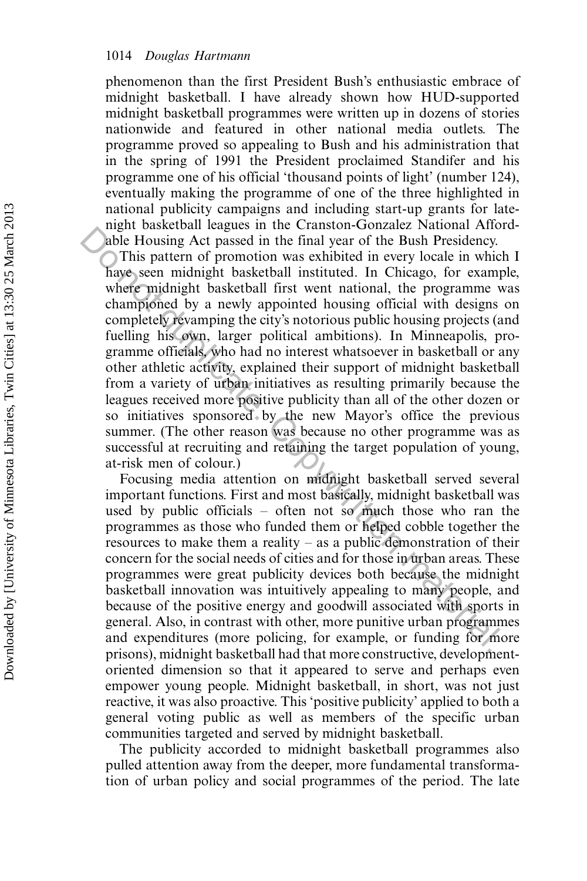phenomenon than the first President Bush's enthusiastic embrace of midnight basketball. I have already shown how HUD-supported midnight basketball programmes were written up in dozens of stories nationwide and featured in other national media outlets. The programme proved so appealing to Bush and his administration that in the spring of 1991 the President proclaimed Standifer and his programme one of his official 'thousand points of light' (number 124), eventually making the programme of one of the three highlighted in national publicity campaigns and including start-up grants for late-night basketball leagues in the Cranston-Gonzalez National Affordable Housing Act passed in the final year of the Bush Presidency.

This pattern of promotion was exhibited in every locale in which I have seen midnight basketball instituted. In Chicago, for example, where midnight basketball first went national, the programme was championed by a newly appointed housing official with designs on completely revamping the city's notorious public housing projects (and fuelling his own, larger political ambitions). In Minneapolis, programme officials, who had no interest whatsoever in basketball or any other athletic activity, explained their support of midnight basketball from a variety of urban initiatives as resulting primarily because the leagues received more positive publicity than all of the other dozen or so initiatives sponsored by the new Mayor's office the previous summer. (The other reason was because no other programme was as successful at recruiting and retaining the target population of young, at-risk men of colour.)

Focusing media attention on midnight basketball served several important functions. First and most basically, midnight basketball was used by public officials – often not so much those who ran the programmes as those who funded them or helped cobble together the resources to make them a reality – as a public demonstration of their concern for the social needs of cities and for those in urban areas. These programmes were great publicity devices both because the midnight basketball innovation was intuitively appealing to many people, and because of the positive energy and goodwill associated with sports in general. Also, in contrast with other, more punitive urban programmes and expenditures (more policing, for example, or funding for more prisons), midnight basketball had that more constructive, development-oriented dimension so that it appeared to serve and perhaps even empower young people. Midnight basketball, in short, was not just reactive, it was also proactive. This 'positive publicity' applied to both a general voting public as well as members of the specific urban communities targeted and served by midnight basketball.

The publicity accorded to midnight basketball programmes also pulled attention away from the deeper, more fundamental transformation of urban policy and social programmes of the period. The late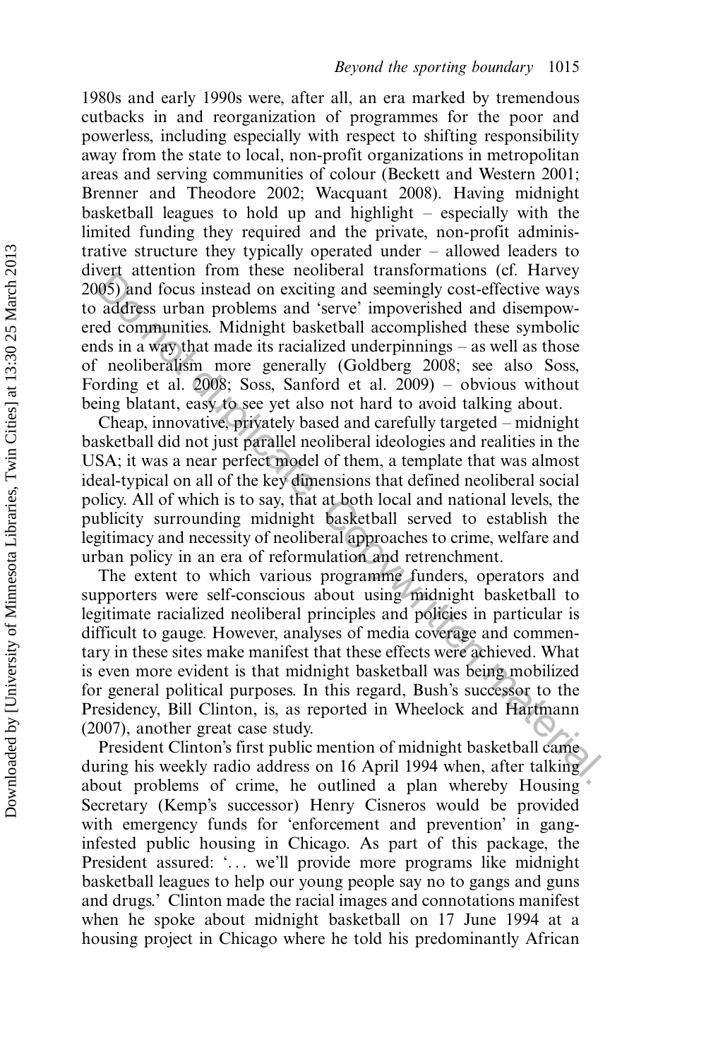1980s and early 1990s were, after all, an era marked by tremendous cutbacks in and reorganization of programmes for the poor and powerless, including especially with respect to shifting responsibility away from the state to local, non-profit organizations in metropolitan areas and serving communities of colour (Beckett and Western 2001; Brenner and Theodore 2002; Wacquant 2008). Having midnight basketball leagues to hold up and highlight – especially with the limited funding they required and the private, non-profit administrative structure they typically operated under – allowed leaders to divert attention from these neoliberal transformations (cf. Harvey 2005) and focus instead on exciting and seemingly cost-effective ways to address urban problems and 'serve' impoverished and disempowered communities. Midnight basketball accomplished these symbolic ends in a way that made its racialized underpinnings – as well as those of neoliberalism more generally (Goldberg 2008; see also Soss, Fording et al. 2008; Soss, Sanford et al. 2009) – obvious without being blatant, easy to see yet also not hard to avoid talking about.

Cheap, innovative, privately based and carefully targeted – midnight basketball did not just parallel neoliberal ideologies and realities in the USA; it was a near perfect model of them, a template that was almost ideal-typical on all of the key dimensions that defined neoliberal social policy. All of which is to say, that at both local and national levels, the publicity surrounding midnight basketball served to establish the legitimacy and necessity of neoliberal approaches to crime, welfare and urban policy in an era of reformulation and retrenchment.

The extent to which various programme funders, operators and supporters were self-conscious about using midnight basketball to legitimate racialized neoliberal principles and policies in particular is difficult to gauge. However, analyses of media coverage and commentary in these sites make manifest that these effects were achieved. What is even more evident is that midnight basketball was being mobilized for general political purposes. In this regard, Bush's successor to the Presidency, Bill Clinton, is, as reported in Wheelock and Hartmann (2007), another great case study.

President Clinton's first public mention of midnight basketball came during his weekly radio address on 16 April 1994 when, after talking about problems of crime, he outlined a plan whereby Housing Secretary (Kemp's successor) Henry Cisneros would be provided with emergency funds for 'enforcement and prevention' in gang-infested public housing in Chicago. As part of this package, the President assured: '... we'll provide more programs like midnight basketball leagues to help our young people say no to gangs and guns and drugs.' Clinton made the racial images and connotations manifest when he spoke about midnight basketball on 17 June 1994 at a housing project in Chicago where he told his predominantly African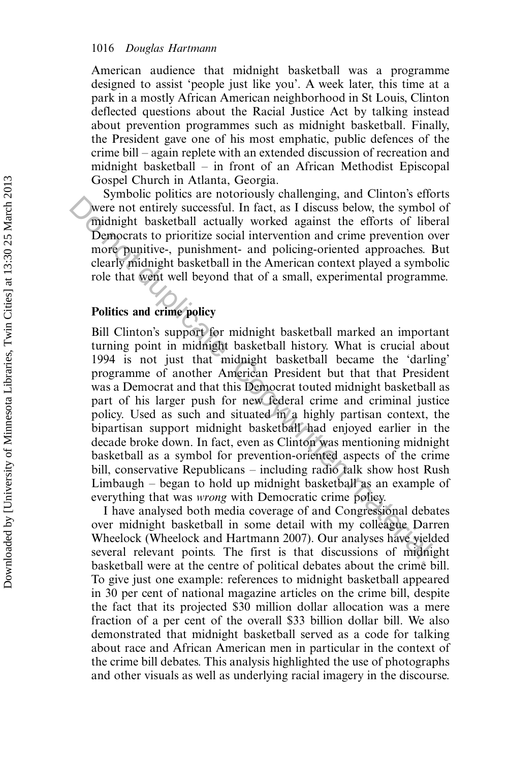American audience that midnight basketball was a programme designed to assist 'people just like you'. A week later, this time at a park in a mostly African American neighborhood in St Louis, Clinton deflected questions about the Racial Justice Act by talking instead about prevention programmes such as midnight basketball. Finally, the President gave one of his most emphatic, public defences of the crime bill – again replete with an extended discussion of recreation and midnight basketball – in front of an African Methodist Episcopal Gospel Church in Atlanta, Georgia.

Symbolic politics are notoriously challenging, and Clinton's efforts were not entirely successful. In fact, as I discuss below, the symbol of midnight basketball actually worked against the efforts of liberal Democrats to prioritize social intervention and crime prevention over more punitive-, punishment- and policing-oriented approaches. But clearly midnight basketball in the American context played a symbolic role that went well beyond that of a small, experimental programme.

## Politics and crime policy

Bill Clinton's support for midnight basketball marked an important turning point in midnight basketball history. What is crucial about 1994 is not just that midnight basketball became the 'darling' programme of another American President but that that President was a Democrat and that this Democrat touted midnight basketball as part of his larger push for new federal crime and criminal justice policy. Used as such and situated in a highly partisan context, the bipartisan support midnight basketball had enjoyed earlier in the decade broke down. In fact, even as Clinton was mentioning midnight basketball as a symbol for prevention-oriented aspects of the crime bill, conservative Republicans – including radio talk show host Rush Limbaugh – began to hold up midnight basketball as an example of everything that was *wrong* with Democratic crime policy.

I have analysed both media coverage of and Congressional debates over midnight basketball in some detail with my colleague Darren Wheelock (Wheelock and Hartmann 2007). Our analyses have yielded several relevant points. The first is that discussions of midnight basketball were at the centre of political debates about the crime bill. To give just one example: references to midnight basketball appeared in 30 per cent of national magazine articles on the crime bill, despite the fact that its projected $30 million dollar allocation was a mere fraction of a per cent of the overall $33 billion dollar bill. We also demonstrated that midnight basketball served as a code for talking about race and African American men in particular in the context of the crime bill debates. This analysis highlighted the use of photographs and other visuals as well as underlying racial imagery in the discourse.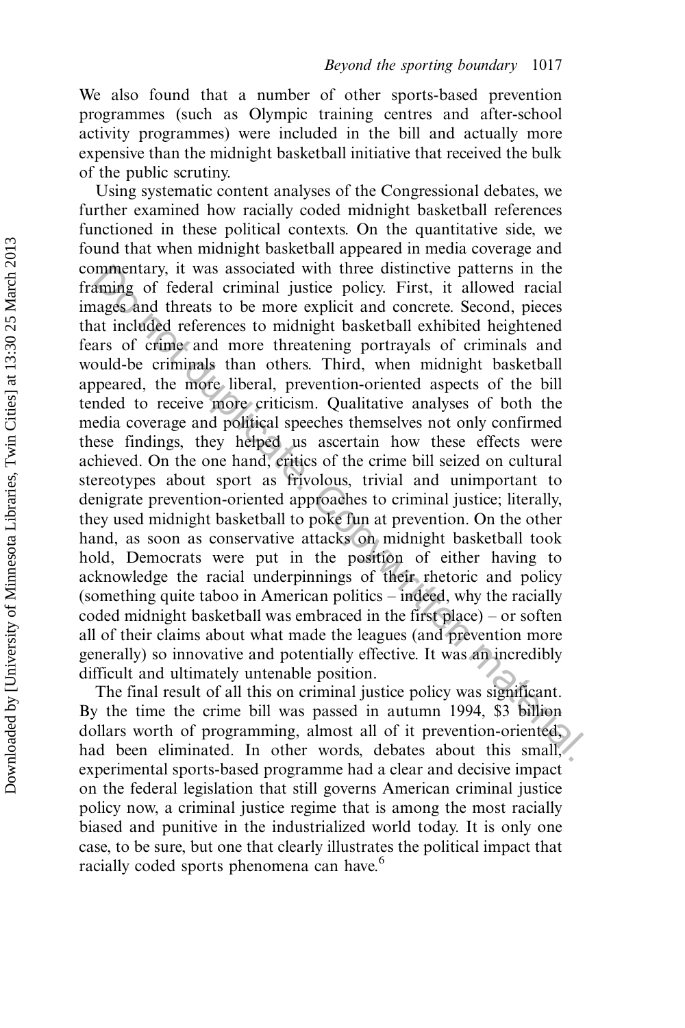We also found that a number of other sports-based prevention programmes (such as Olympic training centres and after-school activity programmes) were included in the bill and actually more expensive than the midnight basketball initiative that received the bulk of the public scrutiny.

Using systematic content analyses of the Congressional debates, we further examined how racially coded midnight basketball references functioned in these political contexts. On the quantitative side, we found that when midnight basketball appeared in media coverage and commentary, it was associated with three distinctive patterns in the framing of federal criminal justice policy. First, it allowed racial images and threats to be more explicit and concrete. Second, pieces that included references to midnight basketball exhibited heightened fears of crime and more threatening portrayals of criminals and would-be criminals than others. Third, when midnight basketball appeared, the more liberal, prevention-oriented aspects of the bill tended to receive more criticism. Qualitative analyses of both the media coverage and political speeches themselves not only confirmed these findings, they helped us ascertain how these effects were achieved. On the one hand, critics of the crime bill seized on cultural stereotypes about sport as frivolous, trivial and unimportant to denigrate prevention-oriented approaches to criminal justice; literally, they used midnight basketball to poke fun at prevention. On the other hand, as soon as conservative attacks on midnight basketball took hold, Democrats were put in the position of either having to acknowledge the racial underpinnings of their rhetoric and policy (something quite taboo in American politics – indeed, why the racially coded midnight basketball was embraced in the first place) – or soften all of their claims about what made the leagues (and prevention more generally) so innovative and potentially effective. It was an incredibly difficult and ultimately untenable position.

The final result of all this on criminal justice policy was significant. By the time the crime bill was passed in autumn 1994, $3 billion dollars worth of programming, almost all of it prevention-oriented, had been eliminated. In other words, debates about this small, experimental sports-based programme had a clear and decisive impact on the federal legislation that still governs American criminal justice policy now, a criminal justice regime that is among the most racially biased and punitive in the industrialized world today. It is only one case, to be sure, but one that clearly illustrates the political impact that racially coded sports phenomena can have.[6]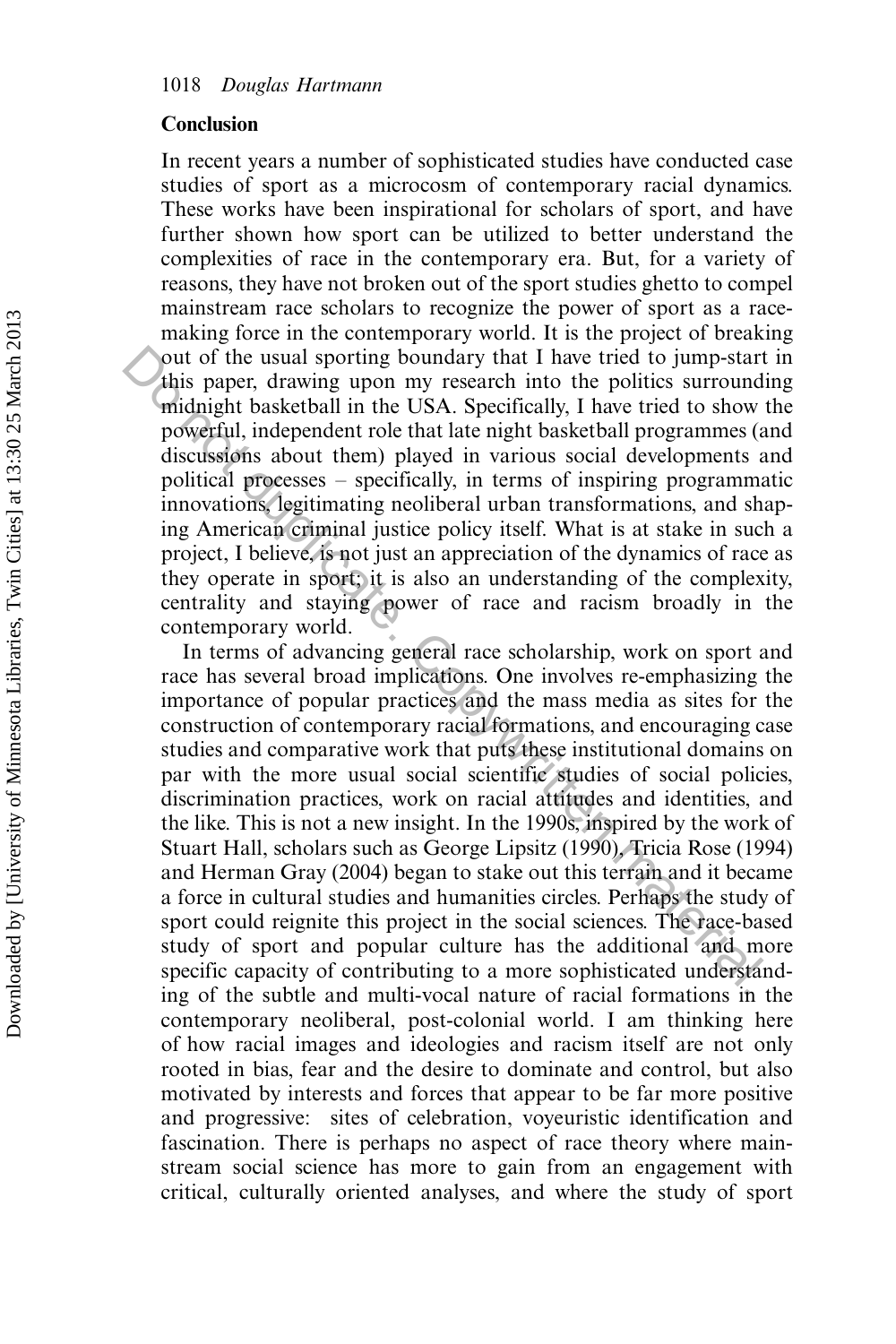## Conclusion

In recent years a number of sophisticated studies have conducted case studies of sport as a microcosm of contemporary racial dynamics. These works have been inspirational for scholars of sport, and have further shown how sport can be utilized to better understand the complexities of race in the contemporary era. But, for a variety of reasons, they have not broken out of the sport studies ghetto to compel mainstream race scholars to recognize the power of sport as a race-making force in the contemporary world. It is the project of breaking out of the usual sporting boundary that I have tried to jump-start in this paper, drawing upon my research into the politics surrounding midnight basketball in the USA. Specifically, I have tried to show the powerful, independent role that late night basketball programmes (and discussions about them) played in various social developments and political processes – specifically, in terms of inspiring programmatic innovations, legitimating neoliberal urban transformations, and shaping American criminal justice policy itself. What is at stake in such a project, I believe, is not just an appreciation of the dynamics of race as they operate in sport; it is also an understanding of the complexity, centrality and staying power of race and racism broadly in the contemporary world.

In terms of advancing general race scholarship, work on sport and race has several broad implications. One involves re-emphasizing the importance of popular practices and the mass media as sites for the construction of contemporary racial formations, and encouraging case studies and comparative work that puts these institutional domains on par with the more usual social scientific studies of social policies, discrimination practices, work on racial attitudes and identities, and the like. This is not a new insight. In the 1990s, inspired by the work of Stuart Hall, scholars such as George Lipsitz (1990), Tricia Rose (1994) and Herman Gray (2004) began to stake out this terrain and it became a force in cultural studies and humanities circles. Perhaps the study of sport could reignite this project in the social sciences. The race-based study of sport and popular culture has the additional and more specific capacity of contributing to a more sophisticated understanding of the subtle and multi-vocal nature of racial formations in the contemporary neoliberal, post-colonial world. I am thinking here of how racial images and ideologies and racism itself are not only rooted in bias, fear and the desire to dominate and control, but also motivated by interests and forces that appear to be far more positive and progressive: sites of celebration, voyeuristic identification and fascination. There is perhaps no aspect of race theory where mainstream social science has more to gain from an engagement with critical, culturally oriented analyses, and where the study of sport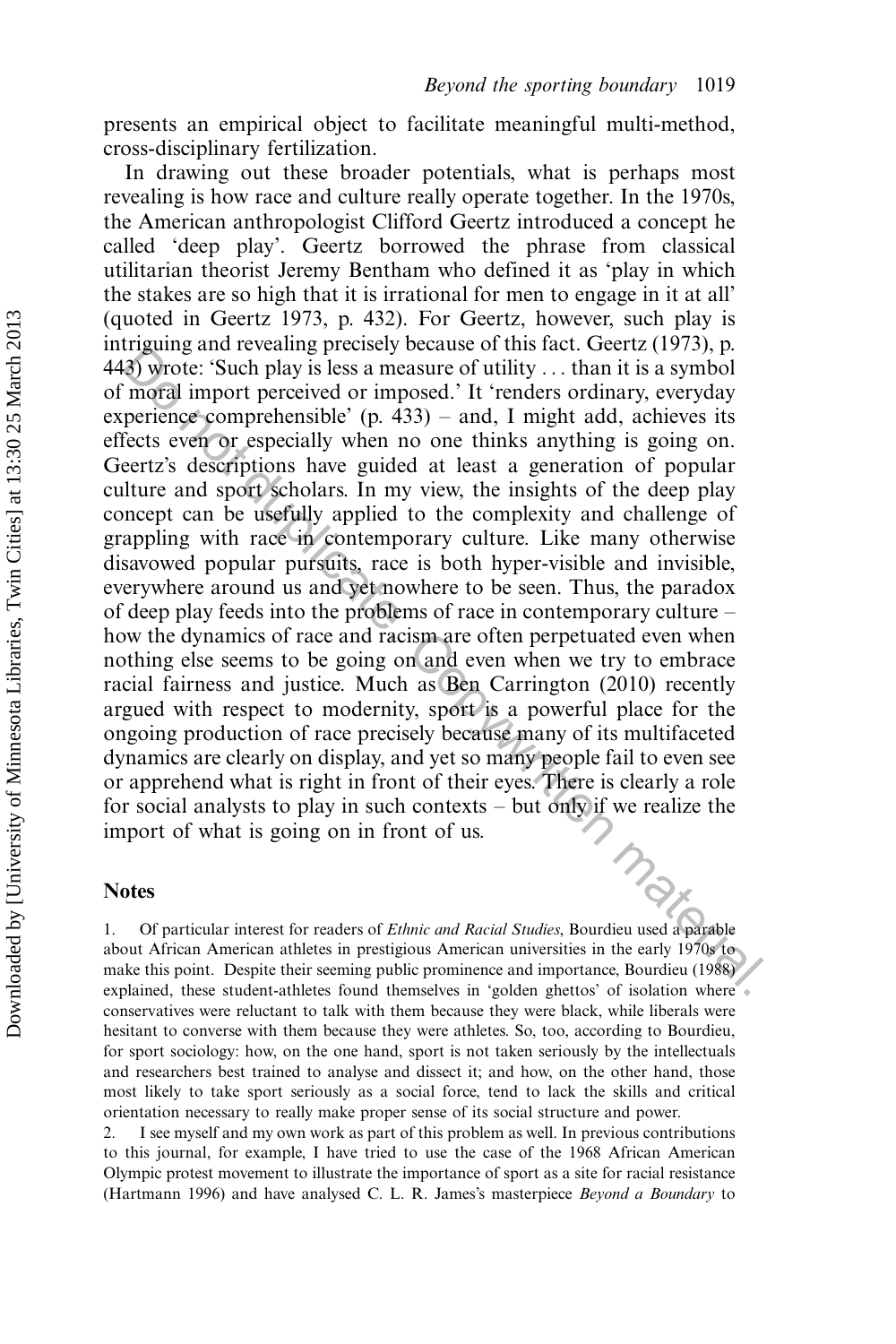presents an empirical object to facilitate meaningful multi-method, cross-disciplinary fertilization.

In drawing out these broader potentials, what is perhaps most revealing is how race and culture really operate together. In the 1970s, the American anthropologist Clifford Geertz introduced a concept he called 'deep play'. Geertz borrowed the phrase from classical utilitarian theorist Jeremy Bentham who defined it as 'play in which the stakes are so high that it is irrational for men to engage in it at all' (quoted in Geertz 1973, p. 432). For Geertz, however, such play is intriguing and revealing precisely because of this fact. Geertz (1973), p. 443) wrote: 'Such play is less a measure of utility . . . than it is a symbol of moral import perceived or imposed.' It 'renders ordinary, everyday experience comprehensible' (p. 433) – and, I might add, achieves its effects even or especially when no one thinks anything is going on. Geertz's descriptions have guided at least a generation of popular culture and sport scholars. In my view, the insights of the deep play concept can be usefully applied to the complexity and challenge of grappling with race in contemporary culture. Like many otherwise disavowed popular pursuits, race is both hyper-visible and invisible, everywhere around us and yet nowhere to be seen. Thus, the paradox of deep play feeds into the problems of race in contemporary culture – how the dynamics of race and racism are often perpetuated even when nothing else seems to be going on and even when we try to embrace racial fairness and justice. Much as Ben Carrington (2010) recently argued with respect to modernity, sport is a powerful place for the ongoing production of race precisely because many of its multifaceted dynamics are clearly on display, and yet so many people fail to even see or apprehend what is right in front of their eyes. There is clearly a role for social analysts to play in such contexts – but only if we realize the import of what is going on in front of us.

## Notes

1. Of particular interest for readers of *Ethnic and Racial Studies*, Bourdieu used a parable about African American athletes in prestigious American universities in the early 1970s to make this point. Despite their seeming public prominence and importance, Bourdieu (1988) explained, these student-athletes found themselves in 'golden ghettos' of isolation where conservatives were reluctant to talk with them because they were black, while liberals were hesitant to converse with them because they were athletes. So, too, according to Bourdieu, for sport sociology: how, on the one hand, sport is not taken seriously by the intellectuals and researchers best trained to analyse and dissect it; and how, on the other hand, those most likely to take sport seriously as a social force, tend to lack the skills and critical orientation necessary to really make proper sense of its social structure and power.

2. I see myself and my own work as part of this problem as well. In previous contributions to this journal, for example, I have tried to use the case of the 1968 African American Olympic protest movement to illustrate the importance of sport as a site for racial resistance (Hartmann 1996) and have analysed C. L. R. James's masterpiece *Beyond a Boundary* to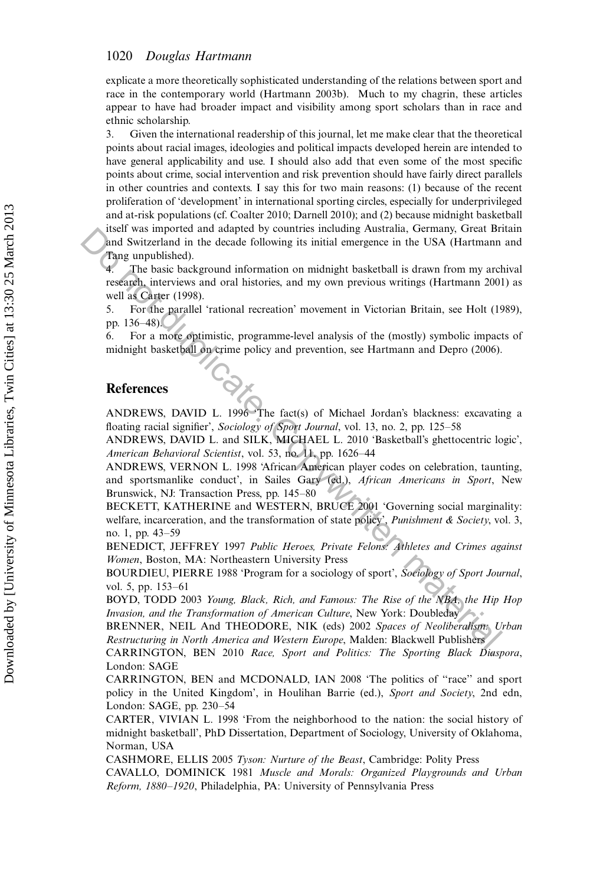explicate a more theoretically sophisticated understanding of the relations between sport and race in the contemporary world (Hartmann 2003b). Much to my chagrin, these articles appear to have had broader impact and visibility among sport scholars than in race and ethnic scholarship.

3. Given the international readership of this journal, let me make clear that the theoretical points about racial images, ideologies and political impacts developed herein are intended to have general applicability and use. I should also add that even some of the most specific points about crime, social intervention and risk prevention should have fairly direct parallels in other countries and contexts. I say this for two main reasons: (1) because of the recent proliferation of 'development' in international sporting circles, especially for underprivileged and at-risk populations (cf. Coalter 2010; Darnell 2010); and (2) because midnight basketball itself was imported and adapted by countries including Australia, Germany, Great Britain and Switzerland in the decade following its initial emergence in the USA (Hartmann and Tang unpublished).

4. The basic background information on midnight basketball is drawn from my archival research, interviews and oral histories, and my own previous writings (Hartmann 2001) as well as Carter (1998).

5. For the parallel 'rational recreation' movement in Victorian Britain, see Holt (1989), pp. 136–48).

6. For a more optimistic, programme-level analysis of the (mostly) symbolic impacts of midnight basketball on crime policy and prevention, see Hartmann and Depro (2006).

## References

ANDREWS, DAVID L. 1996 'The fact(s) of Michael Jordan's blackness: excavating a floating racial signifier', *Sociology of Sport Journal*, vol. 13, no. 2, pp. 125–58

ANDREWS, DAVID L. and SILK, MICHAEL L. 2010 'Basketball's ghettocentric logic', *American Behavioral Scientist*, vol. 53, no. 11, pp. 1626–44

ANDREWS, VERNON L. 1998 'African American player codes on celebration, taunting, and sportsmanlike conduct', in Sailes Gary (ed.), *African Americans in Sport*, New Brunswick, NJ: Transaction Press, pp. 145–80

BECKETT, KATHERINE and WESTERN, BRUCE 2001 'Governing social marginality: welfare, incarceration, and the transformation of state policy', *Punishment & Society*, vol. 3, no. 1, pp. 43–59

BENEDICT, JEFFREY 1997 *Public Heroes, Private Felons: Athletes and Crimes against Women*, Boston, MA: Northeastern University Press

BOURDIEU, PIERRE 1988 'Program for a sociology of sport', *Sociology of Sport Journal*, vol. 5, pp. 153–61

BOYD, TODD 2003 *Young, Black, Rich, and Famous: The Rise of the NBA, the Hip Hop Invasion, and the Transformation of American Culture*, New York: Doubleday

BRENNER, NEIL And THEODORE, NIK (eds) 2002 *Spaces of Neoliberalism: Urban Restructuring in North America and Western Europe*, Malden: Blackwell Publishers

CARRINGTON, BEN 2010 *Race, Sport and Politics: The Sporting Black Diaspora*, London: SAGE

CARRINGTON, BEN and MCDONALD, IAN 2008 'The politics of "race" and sport policy in the United Kingdom', in Houlihan Barrie (ed.), *Sport and Society*, 2nd edn, London: SAGE, pp. 230–54

CARTER, VIVIAN L. 1998 'From the neighborhood to the nation: the social history of midnight basketball', PhD Dissertation, Department of Sociology, University of Oklahoma, Norman, USA

CASHMORE, ELLIS 2005 *Tyson: Nurture of the Beast*, Cambridge: Polity Press

CAVALLO, DOMINICK 1981 *Muscle and Morals: Organized Playgrounds and Urban Reform, 1880–1920*, Philadelphia, PA: University of Pennsylvania Press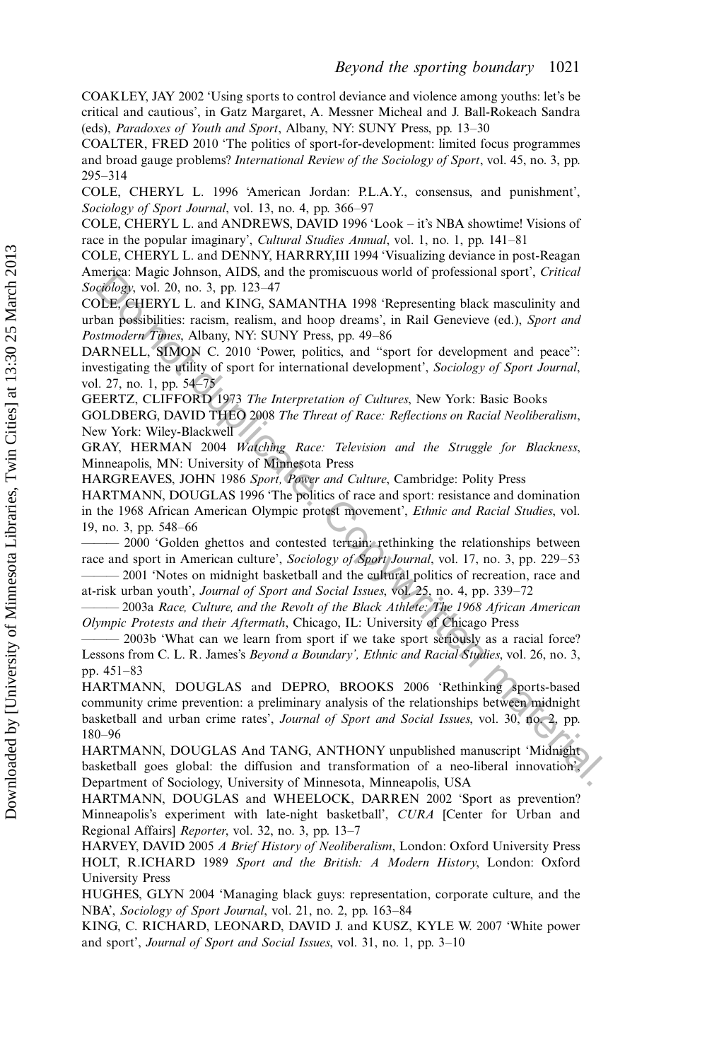COAKLEY, JAY 2002 'Using sports to control deviance and violence among youths: let's be critical and cautious', in Gatz Margaret, A. Messner Micheal and J. Ball-Rokeach Sandra (eds), *Paradoxes of Youth and Sport*, Albany, NY: SUNY Press, pp. 13–30

COALTER, FRED 2010 'The politics of sport-for-development: limited focus programmes and broad gauge problems? *International Review of the Sociology of Sport*, vol. 45, no. 3, pp. 295–314

COLE, CHERYL L. 1996 'American Jordan: P.L.A.Y., consensus, and punishment', *Sociology of Sport Journal*, vol. 13, no. 4, pp. 366–97

COLE, CHERYL L. and ANDREWS, DAVID 1996 'Look – it's NBA showtime! Visions of race in the popular imaginary', *Cultural Studies Annual*, vol. 1, no. 1, pp. 141–81

COLE, CHERYL L. and DENNY, HARRRY,III 1994 'Visualizing deviance in post-Reagan America: Magic Johnson, AIDS, and the promiscuous world of professional sport', *Critical Sociology*, vol. 20, no. 3, pp. 123–47

COLE, CHERYL L. and KING, SAMANTHA 1998 'Representing black masculinity and urban possibilities: racism, realism, and hoop dreams', in Rail Genevieve (ed.), *Sport and Postmodern Times*, Albany, NY: SUNY Press, pp. 49–86

DARNELL, SIMON C. 2010 'Power, politics, and "sport for development and peace": investigating the utility of sport for international development', *Sociology of Sport Journal*, vol. 27, no. 1, pp. 54–75

GEERTZ, CLIFFORD 1973 *The Interpretation of Cultures*, New York: Basic Books

GOLDBERG, DAVID THEO 2008 *The Threat of Race: Reflections on Racial Neoliberalism*, New York: Wiley-Blackwell

GRAY, HERMAN 2004 *Watching Race: Television and the Struggle for Blackness*, Minneapolis, MN: University of Minnesota Press

HARGREAVES, JOHN 1986 *Sport, Power and Culture*, Cambridge: Polity Press

HARTMANN, DOUGLAS 1996 'The politics of race and sport: resistance and domination in the 1968 African American Olympic protest movement', *Ethnic and Racial Studies*, vol. 19, no. 3, pp. 548–66

——— 2000 'Golden ghettos and contested terrain: rethinking the relationships between race and sport in American culture', *Sociology of Sport Journal*, vol. 17, no. 3, pp. 229–53

——— 2001 'Notes on midnight basketball and the cultural politics of recreation, race and at-risk urban youth', *Journal of Sport and Social Issues*, vol. 25, no. 4, pp. 339–72

——— 2003a *Race, Culture, and the Revolt of the Black Athlete: The 1968 African American Olympic Protests and their Aftermath*, Chicago, IL: University of Chicago Press

——— 2003b 'What can we learn from sport if we take sport seriously as a racial force? Lessons from C. L. R. James's *Beyond a Boundary*', *Ethnic and Racial Studies*, vol. 26, no. 3, pp. 451–83

HARTMANN, DOUGLAS and DEPRO, BROOKS 2006 'Rethinking sports-based community crime prevention: a preliminary analysis of the relationships between midnight basketball and urban crime rates', *Journal of Sport and Social Issues*, vol. 30, no. 2, pp. 180–96

HARTMANN, DOUGLAS And TANG, ANTHONY unpublished manuscript 'Midnight basketball goes global: the diffusion and transformation of a neo-liberal innovation', Department of Sociology, University of Minnesota, Minneapolis, USA

HARTMANN, DOUGLAS and WHEELOCK, DARREN 2002 'Sport as prevention? Minneapolis's experiment with late-night basketball', *CURA* [Center for Urban and Regional Affairs] *Reporter*, vol. 32, no. 3, pp. 13–7

HARVEY, DAVID 2005 *A Brief History of Neoliberalism*, London: Oxford University Press

HOLT, R.ICHARD 1989 *Sport and the British: A Modern History*, London: Oxford University Press

HUGHES, GLYN 2004 'Managing black guys: representation, corporate culture, and the NBA', *Sociology of Sport Journal*, vol. 21, no. 2, pp. 163–84

KING, C. RICHARD, LEONARD, DAVID J. and KUSZ, KYLE W. 2007 'White power and sport', *Journal of Sport and Social Issues*, vol. 31, no. 1, pp. 3–10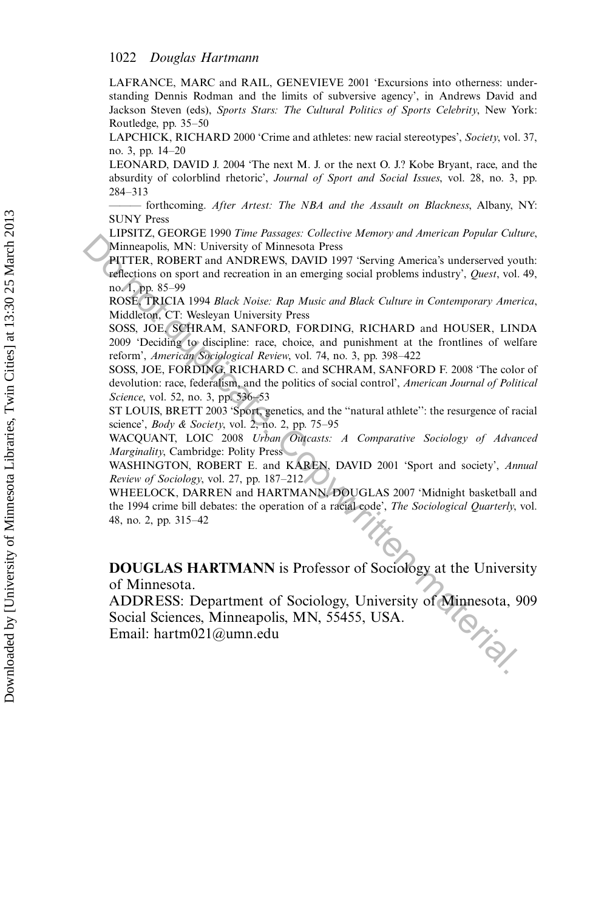LAFRANCE, MARC and RAIL, GENEVIEVE 2001 'Excursions into otherness: understanding Dennis Rodman and the limits of subversive agency', in Andrews David and Jackson Steven (eds), *Sports Stars: The Cultural Politics of Sports Celebrity*, New York: Routledge, pp. 35–50

LAPCHICK, RICHARD 2000 'Crime and athletes: new racial stereotypes', *Society*, vol. 37, no. 3, pp. 14–20

LEONARD, DAVID J. 2004 'The next M. J. or the next O. J.? Kobe Bryant, race, and the absurdity of colorblind rhetoric', *Journal of Sport and Social Issues*, vol. 28, no. 3, pp. 284–313

——— forthcoming. *After Artest: The NBA and the Assault on Blackness*, Albany, NY: SUNY Press

LIPSITZ, GEORGE 1990 *Time Passages: Collective Memory and American Popular Culture*, Minneapolis, MN: University of Minnesota Press

PITTER, ROBERT and ANDREWS, DAVID 1997 'Serving America's underserved youth: reflections on sport and recreation in an emerging social problems industry', *Quest*, vol. 49, no. 1, pp. 85–99

ROSE, TRICIA 1994 *Black Noise: Rap Music and Black Culture in Contemporary America*, Middleton, CT: Wesleyan University Press

SOSS, JOE, SCHRAM, SANFORD, FORDING, RICHARD and HOUSER, LINDA 2009 'Deciding to discipline: race, choice, and punishment at the frontlines of welfare reform', *American Sociological Review*, vol. 74, no. 3, pp. 398–422

SOSS, JOE, FORDING, RICHARD C. and SCHRAM, SANFORD F. 2008 'The color of devolution: race, federalism, and the politics of social control', *American Journal of Political Science*, vol. 52, no. 3, pp. 536–53

ST LOUIS, BRETT 2003 'Sport, genetics, and the "natural athlete": the resurgence of racial science', *Body & Society*, vol. 2, no. 2, pp. 75–95

WACQUANT, LOIC 2008 *Urban Outcasts: A Comparative Sociology of Advanced Marginality*, Cambridge: Polity Press

WASHINGTON, ROBERT E. and KAREN, DAVID 2001 'Sport and society', *Annual Review of Sociology*, vol. 27, pp. 187–212

WHEELOCK, DARREN and HARTMANN, DOUGLAS 2007 'Midnight basketball and the 1994 crime bill debates: the operation of a racial code', *The Sociological Quarterly*, vol. 48, no. 2, pp. 315–42

**DOUGLAS HARTMANN** is Professor of Sociology at the University of Minnesota.

ADDRESS: Department of Sociology, University of Minnesota, 909 Social Sciences, Minneapolis, MN, 55455, USA.

Email: hartm021@umn.edu